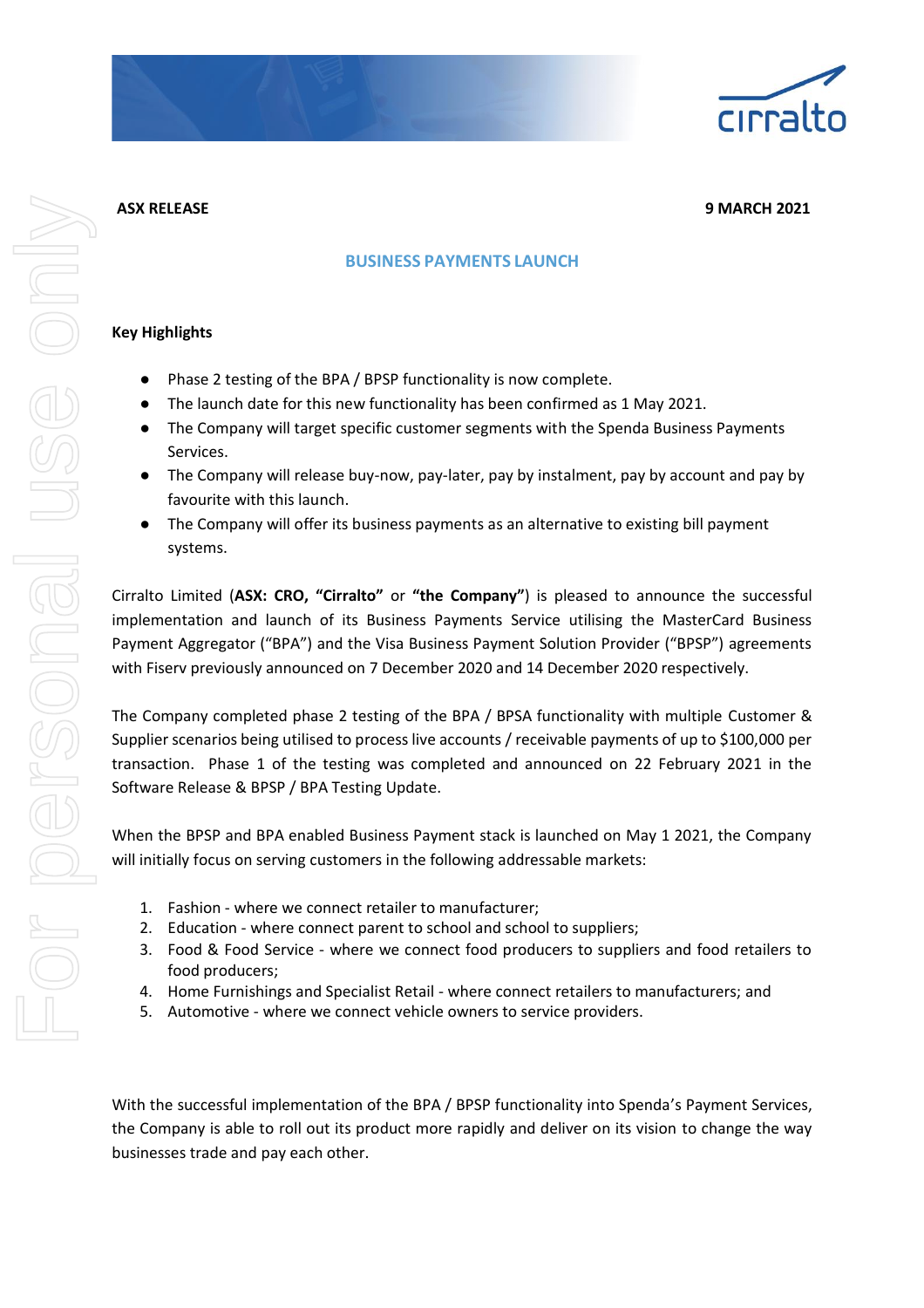**ASX RELEASE** **9 MARCH 2021**

## BUSINESS PAYMENTS LAUNCH

**Key Highlights**

- Phase 2 testing of the BPA / BPSP functionality is now complete.
- The launch date for this new functionality has been confirmed as 1 May 2021.
- The Company will target specific customer segments with the Spenda Business Payments Services.
- The Company will release buy-now, pay-later, pay by instalment, pay by account and pay by favourite with this launch.
- The Company will offer its business payments as an alternative to existing bill payment systems.

Cirralto Limited (**ASX: CRO, "Cirralto"** or **"the Company"**) is pleased to announce the successful implementation and launch of its Business Payments Service utilising the MasterCard Business Payment Aggregator ("BPA") and the Visa Business Payment Solution Provider ("BPSP") agreements with Fiserv previously announced on 7 December 2020 and 14 December 2020 respectively.

The Company completed phase 2 testing of the BPA / BPSA functionality with multiple Customer & Supplier scenarios being utilised to process live accounts / receivable payments of up to $100,000 per transaction. Phase 1 of the testing was completed and announced on 22 February 2021 in the Software Release & BPSP / BPA Testing Update.

When the BPSP and BPA enabled Business Payment stack is launched on May 1 2021, the Company will initially focus on serving customers in the following addressable markets:

1. Fashion - where we connect retailer to manufacturer;
2. Education - where connect parent to school and school to suppliers;
3. Food & Food Service - where we connect food producers to suppliers and food retailers to food producers;
4. Home Furnishings and Specialist Retail - where connect retailers to manufacturers; and
5. Automotive - where we connect vehicle owners to service providers.

With the successful implementation of the BPA / BPSP functionality into Spenda's Payment Services, the Company is able to roll out its product more rapidly and deliver on its vision to change the way businesses trade and pay each other.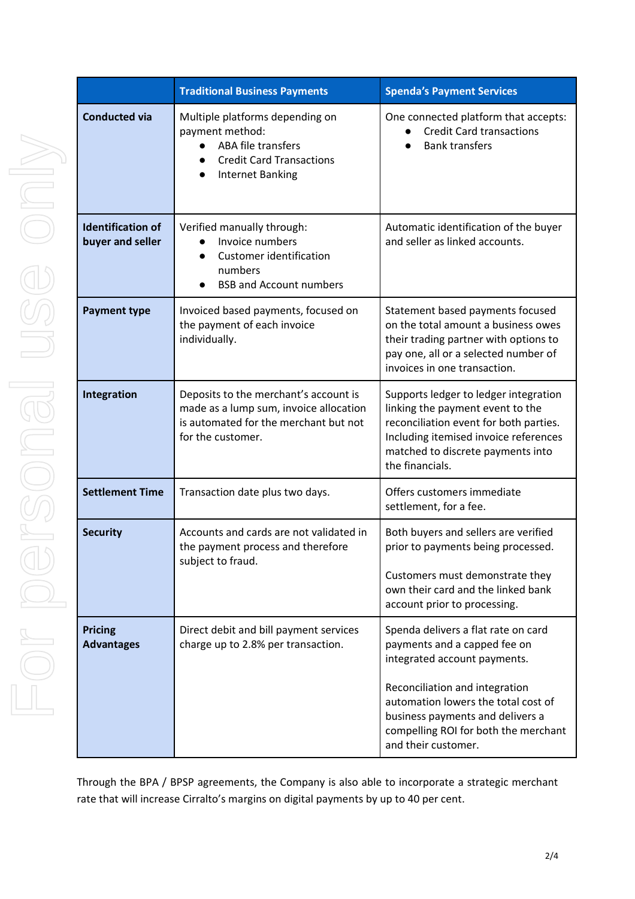| | Traditional Business Payments | Spenda's Payment Services |
|---|---|---|
| **Conducted via** | Multiple platforms depending on payment method:<br>• ABA file transfers<br>• Credit Card Transactions<br>• Internet Banking | One connected platform that accepts:<br>• Credit Card transactions<br>• Bank transfers |
| **Identification of buyer and seller** | Verified manually through:<br>• Invoice numbers<br>• Customer identification numbers<br>• BSB and Account numbers | Automatic identification of the buyer and seller as linked accounts. |
| **Payment type** | Invoiced based payments, focused on the payment of each invoice individually. | Statement based payments focused on the total amount a business owes their trading partner with options to pay one, all or a selected number of invoices in one transaction. |
| **Integration** | Deposits to the merchant's account is made as a lump sum, invoice allocation is automated for the merchant but not for the customer. | Supports ledger to ledger integration linking the payment event to the reconciliation event for both parties. Including itemised invoice references matched to discrete payments into the financials. |
| **Settlement Time** | Transaction date plus two days. | Offers customers immediate settlement, for a fee. |
| **Security** | Accounts and cards are not validated in the payment process and therefore subject to fraud. | Both buyers and sellers are verified prior to payments being processed.<br><br>Customers must demonstrate they own their card and the linked bank account prior to processing. |
| **Pricing Advantages** | Direct debit and bill payment services charge up to 2.8% per transaction. | Spenda delivers a flat rate on card payments and a capped fee on integrated account payments.<br><br>Reconciliation and integration automation lowers the total cost of business payments and delivers a compelling ROI for both the merchant and their customer. |

Through the BPA / BPSP agreements, the Company is also able to incorporate a strategic merchant rate that will increase Cirralto's margins on digital payments by up to 40 per cent.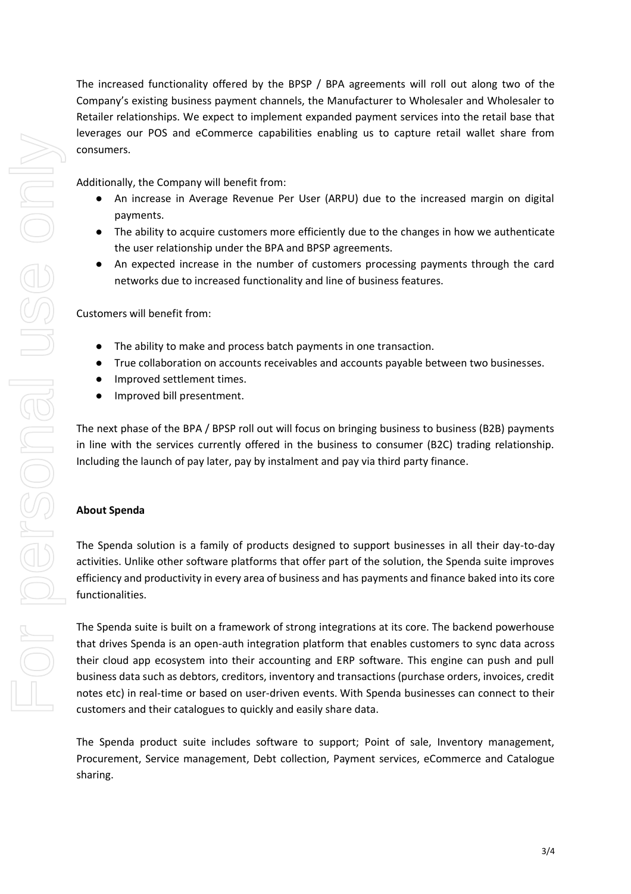The increased functionality offered by the BPSP / BPA agreements will roll out along two of the Company's existing business payment channels, the Manufacturer to Wholesaler and Wholesaler to Retailer relationships. We expect to implement expanded payment services into the retail base that leverages our POS and eCommerce capabilities enabling us to capture retail wallet share from consumers.

Additionally, the Company will benefit from:

- An increase in Average Revenue Per User (ARPU) due to the increased margin on digital payments.
- The ability to acquire customers more efficiently due to the changes in how we authenticate the user relationship under the BPA and BPSP agreements.
- An expected increase in the number of customers processing payments through the card networks due to increased functionality and line of business features.

Customers will benefit from:

- The ability to make and process batch payments in one transaction.
- True collaboration on accounts receivables and accounts payable between two businesses.
- Improved settlement times.
- Improved bill presentment.

The next phase of the BPA / BPSP roll out will focus on bringing business to business (B2B) payments in line with the services currently offered in the business to consumer (B2C) trading relationship. Including the launch of pay later, pay by instalment and pay via third party finance.

**About Spenda**

The Spenda solution is a family of products designed to support businesses in all their day-to-day activities. Unlike other software platforms that offer part of the solution, the Spenda suite improves efficiency and productivity in every area of business and has payments and finance baked into its core functionalities.

The Spenda suite is built on a framework of strong integrations at its core. The backend powerhouse that drives Spenda is an open-auth integration platform that enables customers to sync data across their cloud app ecosystem into their accounting and ERP software. This engine can push and pull business data such as debtors, creditors, inventory and transactions (purchase orders, invoices, credit notes etc) in real-time or based on user-driven events. With Spenda businesses can connect to their customers and their catalogues to quickly and easily share data.

The Spenda product suite includes software to support; Point of sale, Inventory management, Procurement, Service management, Debt collection, Payment services, eCommerce and Catalogue sharing.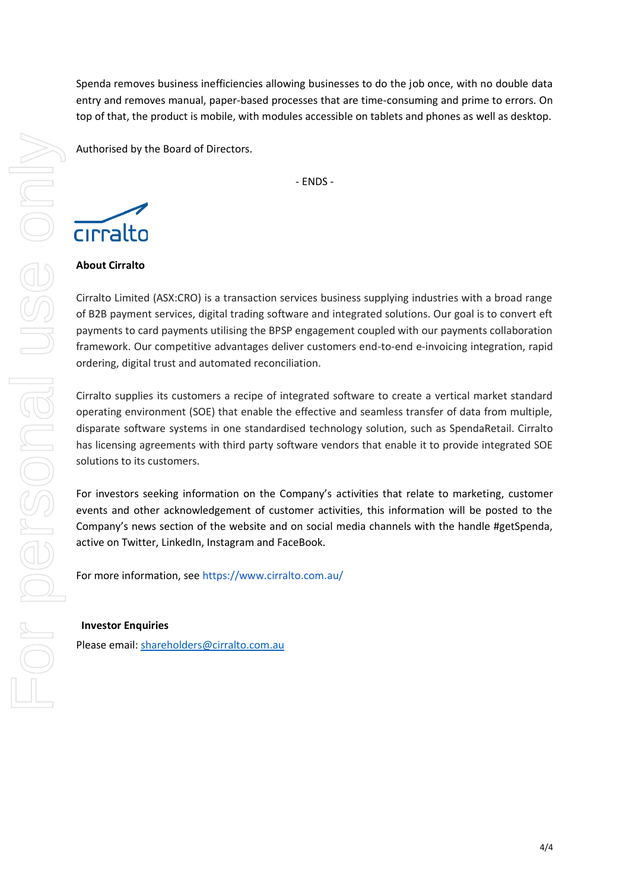Spenda removes business inefficiencies allowing businesses to do the job once, with no double data entry and removes manual, paper-based processes that are time-consuming and prime to errors. On top of that, the product is mobile, with modules accessible on tablets and phones as well as desktop.

Authorised by the Board of Directors.

- ENDS -

**About Cirralto**

Cirralto Limited (ASX:CRO) is a transaction services business supplying industries with a broad range of B2B payment services, digital trading software and integrated solutions. Our goal is to convert eft payments to card payments utilising the BPSP engagement coupled with our payments collaboration framework. Our competitive advantages deliver customers end-to-end e-invoicing integration, rapid ordering, digital trust and automated reconciliation.

Cirralto supplies its customers a recipe of integrated software to create a vertical market standard operating environment (SOE) that enable the effective and seamless transfer of data from multiple, disparate software systems in one standardised technology solution, such as SpendaRetail. Cirralto has licensing agreements with third party software vendors that enable it to provide integrated SOE solutions to its customers.

For investors seeking information on the Company's activities that relate to marketing, customer events and other acknowledgement of customer activities, this information will be posted to the Company's news section of the website and on social media channels with the handle #getSpenda, active on Twitter, LinkedIn, Instagram and FaceBook.

For more information, see https://www.cirralto.com.au/

**Investor Enquiries**

Please email: shareholders@cirralto.com.au